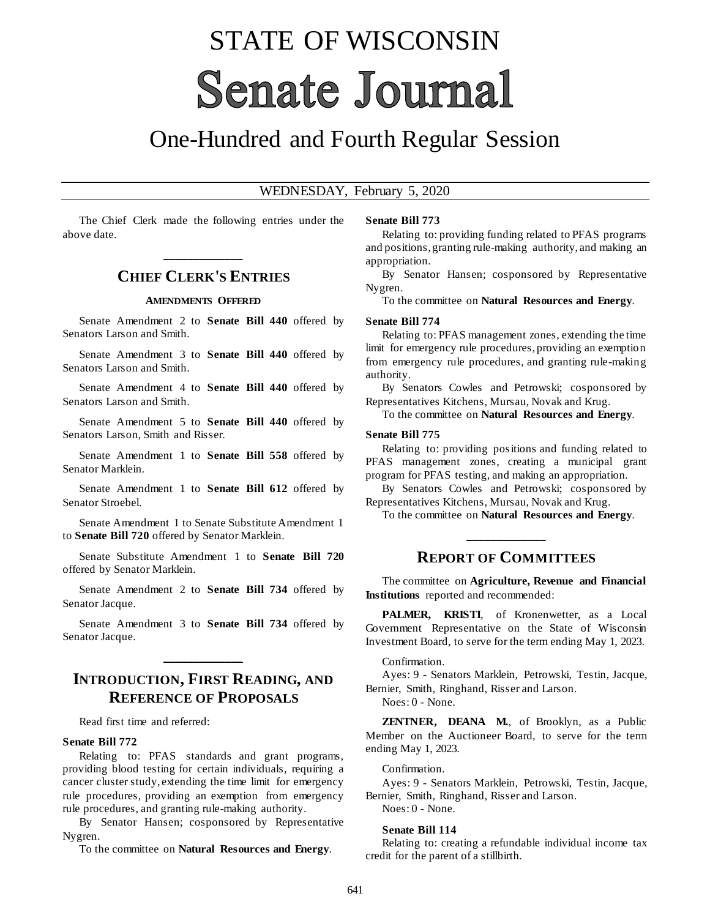# STATE OF WISCONSIN

# Senate Journal

## One-Hundred and Fourth Regular Session

WEDNESDAY, February 5, 2020

The Chief Clerk made the following entries under the above date.

## CHIEF CLERK'S ENTRIES

### AMENDMENTS OFFERED

Senate Amendment 2 to **Senate Bill 440** offered by Senators Larson and Smith.

Senate Amendment 3 to **Senate Bill 440** offered by Senators Larson and Smith.

Senate Amendment 4 to **Senate Bill 440** offered by Senators Larson and Smith.

Senate Amendment 5 to **Senate Bill 440** offered by Senators Larson, Smith and Risser.

Senate Amendment 1 to **Senate Bill 558** offered by Senator Marklein.

Senate Amendment 1 to **Senate Bill 612** offered by Senator Stroebel.

Senate Amendment 1 to Senate Substitute Amendment 1 to **Senate Bill 720** offered by Senator Marklein.

Senate Substitute Amendment 1 to **Senate Bill 720** offered by Senator Marklein.

Senate Amendment 2 to **Senate Bill 734** offered by Senator Jacque.

Senate Amendment 3 to **Senate Bill 734** offered by Senator Jacque.

## INTRODUCTION, FIRST READING, AND REFERENCE OF PROPOSALS

Read first time and referred:

**Senate Bill 772**

Relating to: PFAS standards and grant programs, providing blood testing for certain individuals, requiring a cancer cluster study, extending the time limit for emergency rule procedures, providing an exemption from emergency rule procedures, and granting rule-making authority.

By Senator Hansen; cosponsored by Representative Nygren.

To the committee on **Natural Resources and Energy**.

**Senate Bill 773**

Relating to: providing funding related to PFAS programs and positions, granting rule-making authority, and making an appropriation.

By Senator Hansen; cosponsored by Representative Nygren.

To the committee on **Natural Resources and Energy**.

**Senate Bill 774**

Relating to: PFAS management zones, extending the time limit for emergency rule procedures, providing an exemption from emergency rule procedures, and granting rule-making authority.

By Senators Cowles and Petrowski; cosponsored by Representatives Kitchens, Mursau, Novak and Krug.

To the committee on **Natural Resources and Energy**.

**Senate Bill 775**

Relating to: providing positions and funding related to PFAS management zones, creating a municipal grant program for PFAS testing, and making an appropriation.

By Senators Cowles and Petrowski; cosponsored by Representatives Kitchens, Mursau, Novak and Krug.

To the committee on **Natural Resources and Energy**.

## REPORT OF COMMITTEES

The committee on **Agriculture, Revenue and Financial Institutions** reported and recommended:

**PALMER, KRISTI**, of Kronenwetter, as a Local Government Representative on the State of Wisconsin Investment Board, to serve for the term ending May 1, 2023.

Confirmation.

Ayes: 9 - Senators Marklein, Petrowski, Testin, Jacque, Bernier, Smith, Ringhand, Risser and Larson.

Noes: 0 - None.

**ZENTNER, DEANA M.**, of Brooklyn, as a Public Member on the Auctioneer Board, to serve for the term ending May 1, 2023.

Confirmation.

Ayes: 9 - Senators Marklein, Petrowski, Testin, Jacque, Bernier, Smith, Ringhand, Risser and Larson.

Noes: 0 - None.

**Senate Bill 114**

Relating to: creating a refundable individual income tax credit for the parent of a stillbirth.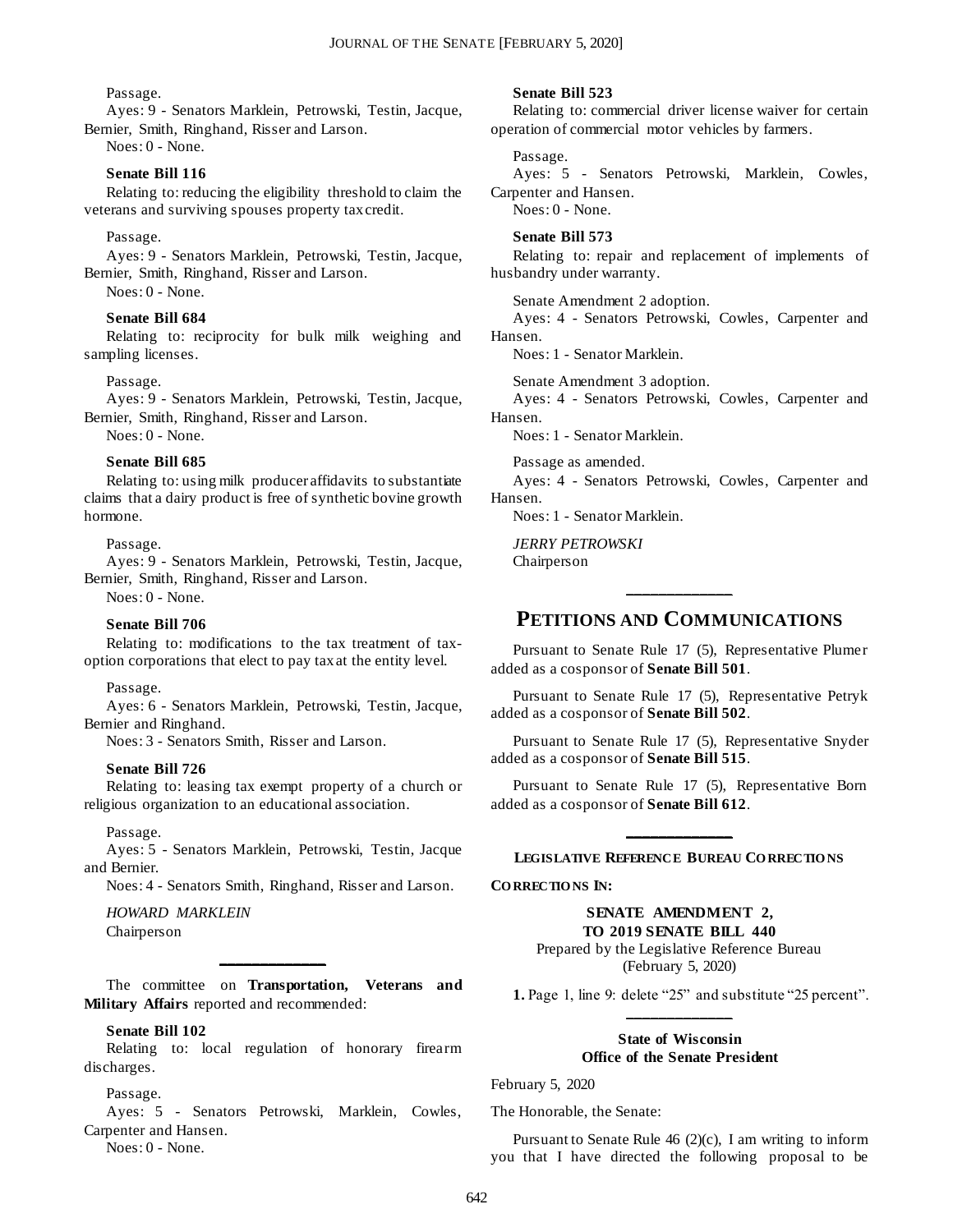Passage.

Ayes: 9 - Senators Marklein, Petrowski, Testin, Jacque, Bernier, Smith, Ringhand, Risser and Larson.

Noes: 0 - None.

**Senate Bill 116**

Relating to: reducing the eligibility threshold to claim the veterans and surviving spouses property tax credit.

Passage.

Ayes: 9 - Senators Marklein, Petrowski, Testin, Jacque, Bernier, Smith, Ringhand, Risser and Larson.

Noes: 0 - None.

**Senate Bill 684**

Relating to: reciprocity for bulk milk weighing and sampling licenses.

Passage.

Ayes: 9 - Senators Marklein, Petrowski, Testin, Jacque, Bernier, Smith, Ringhand, Risser and Larson.

Noes: 0 - None.

**Senate Bill 685**

Relating to: using milk producer affidavits to substantiate claims that a dairy product is free of synthetic bovine growth hormone.

Passage.

Ayes: 9 - Senators Marklein, Petrowski, Testin, Jacque, Bernier, Smith, Ringhand, Risser and Larson.

Noes: 0 - None.

**Senate Bill 706**

Relating to: modifications to the tax treatment of tax-option corporations that elect to pay tax at the entity level.

Passage.

Ayes: 6 - Senators Marklein, Petrowski, Testin, Jacque, Bernier and Ringhand.

Noes: 3 - Senators Smith, Risser and Larson.

**Senate Bill 726**

Relating to: leasing tax exempt property of a church or religious organization to an educational association.

Passage.

Ayes: 5 - Senators Marklein, Petrowski, Testin, Jacque and Bernier.

Noes: 4 - Senators Smith, Ringhand, Risser and Larson.

*HOWARD MARKLEIN*
Chairperson

---

The committee on **Transportation, Veterans and Military Affairs** reported and recommended:

**Senate Bill 102**

Relating to: local regulation of honorary firearm discharges.

Passage.

Ayes: 5 - Senators Petrowski, Marklein, Cowles, Carpenter and Hansen.

Noes: 0 - None.

**Senate Bill 523**

Relating to: commercial driver license waiver for certain operation of commercial motor vehicles by farmers.

Passage.

Ayes: 5 - Senators Petrowski, Marklein, Cowles, Carpenter and Hansen.

Noes: 0 - None.

**Senate Bill 573**

Relating to: repair and replacement of implements of husbandry under warranty.

Senate Amendment 2 adoption.

Ayes: 4 - Senators Petrowski, Cowles, Carpenter and Hansen.

Noes: 1 - Senator Marklein.

Senate Amendment 3 adoption.

Ayes: 4 - Senators Petrowski, Cowles, Carpenter and Hansen.

Noes: 1 - Senator Marklein.

Passage as amended.

Ayes: 4 - Senators Petrowski, Cowles, Carpenter and Hansen.

Noes: 1 - Senator Marklein.

*JERRY PETROWSKI*
Chairperson

---

## PETITIONS AND COMMUNICATIONS

Pursuant to Senate Rule 17 (5), Representative Plumer added as a cosponsor of **Senate Bill 501**.

Pursuant to Senate Rule 17 (5), Representative Petryk added as a cosponsor of **Senate Bill 502**.

Pursuant to Senate Rule 17 (5), Representative Snyder added as a cosponsor of **Senate Bill 515**.

Pursuant to Senate Rule 17 (5), Representative Born added as a cosponsor of **Senate Bill 612**.

---

### LEGISLATIVE REFERENCE BUREAU CORRECTIONS

**CORRECTIONS IN:**

**SENATE AMENDMENT 2, TO 2019 SENATE BILL 440**
Prepared by the Legislative Reference Bureau
(February 5, 2020)

**1.** Page 1, line 9: delete "25" and substitute "25 percent".

---

**State of Wisconsin**
**Office of the Senate President**

February 5, 2020

The Honorable, the Senate:

Pursuant to Senate Rule 46 (2)(c), I am writing to inform you that I have directed the following proposal to be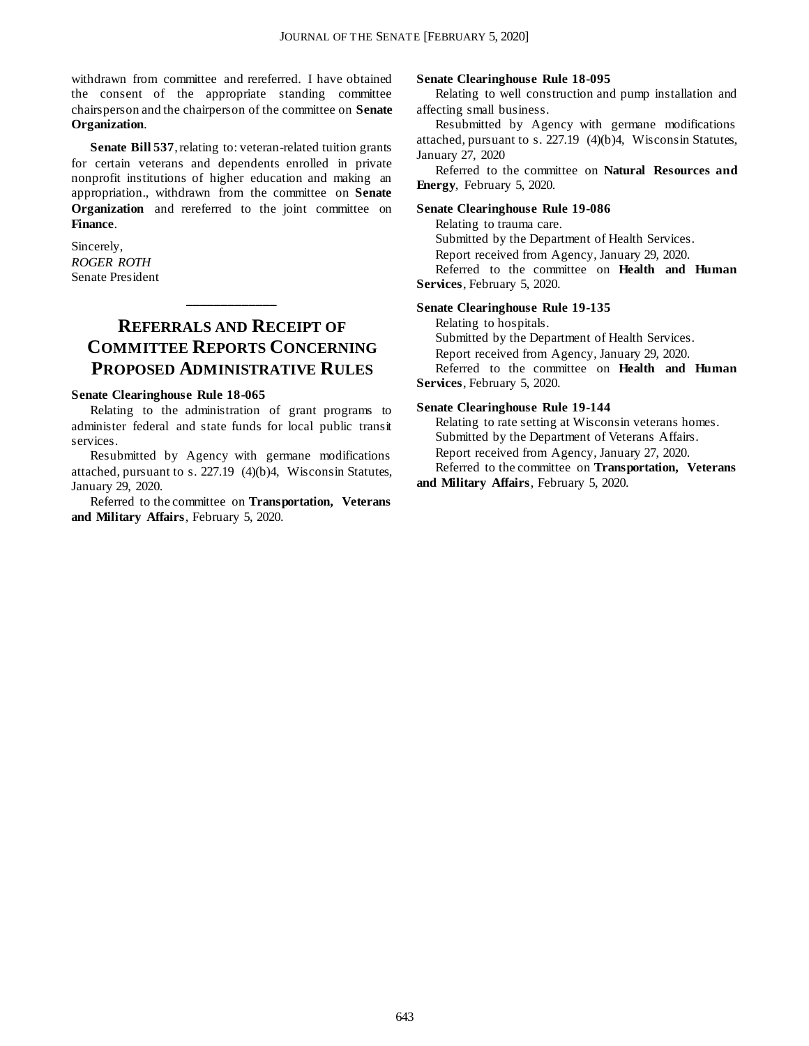withdrawn from committee and rereferred. I have obtained the consent of the appropriate standing committee chairperson and the chairperson of the committee on **Senate Organization**.

**Senate Bill 537**, relating to: veteran-related tuition grants for certain veterans and dependents enrolled in private nonprofit institutions of higher education and making an appropriation., withdrawn from the committee on **Senate Organization** and rereferred to the joint committee on **Finance**.

Sincerely,
*ROGER ROTH*
Senate President

---

## REFERRALS AND RECEIPT OF COMMITTEE REPORTS CONCERNING PROPOSED ADMINISTRATIVE RULES

**Senate Clearinghouse Rule 18-065**

Relating to the administration of grant programs to administer federal and state funds for local public transit services.

Resubmitted by Agency with germane modifications attached, pursuant to s. 227.19 (4)(b)4, Wisconsin Statutes, January 29, 2020.

Referred to the committee on **Transportation, Veterans and Military Affairs**, February 5, 2020.

**Senate Clearinghouse Rule 18-095**

Relating to well construction and pump installation and affecting small business.

Resubmitted by Agency with germane modifications attached, pursuant to s. 227.19 (4)(b)4, Wisconsin Statutes, January 27, 2020

Referred to the committee on **Natural Resources and Energy**, February 5, 2020.

**Senate Clearinghouse Rule 19-086**

Relating to trauma care.

Submitted by the Department of Health Services.

Report received from Agency, January 29, 2020.

Referred to the committee on **Health and Human Services**, February 5, 2020.

**Senate Clearinghouse Rule 19-135**

Relating to hospitals.

Submitted by the Department of Health Services.

Report received from Agency, January 29, 2020.

Referred to the committee on **Health and Human Services**, February 5, 2020.

**Senate Clearinghouse Rule 19-144**

Relating to rate setting at Wisconsin veterans homes.

Submitted by the Department of Veterans Affairs.

Report received from Agency, January 27, 2020.

Referred to the committee on **Transportation, Veterans and Military Affairs**, February 5, 2020.